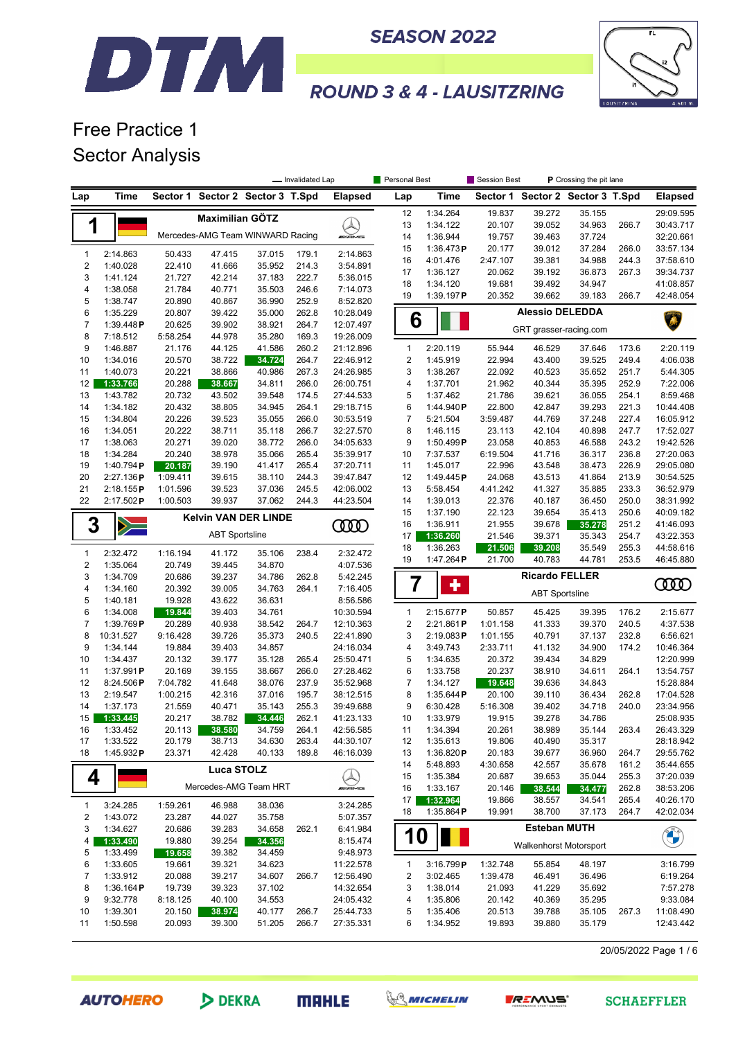# DTM SEASON 2022

## ROUND 3 & 4 - LAUSITZRING

# Free Practice 1
## Sector Analysis

— Invalidated Lap | Personal Best | Session Best | P Crossing the pit lane

### 1 Maximilian GÖTZ — Mercedes-AMG Team WINWARD Racing

| Lap | Time | Sector 1 | Sector 2 | Sector 3 | T.Spd | Elapsed |
|---|---|---|---|---|---|---|
| 1 | 2:14.863 | 50.433 | 47.415 | 37.015 | 179.1 | 2:14.863 |
| 2 | 1:40.028 | 22.410 | 41.666 | 35.952 | 214.3 | 3:54.891 |
| 3 | 1:41.124 | 21.727 | 42.214 | 37.183 | 222.7 | 5:36.015 |
| 4 | 1:38.058 | 21.784 | 40.771 | 35.503 | 246.6 | 7:14.073 |
| 5 | 1:38.747 | 20.890 | 40.867 | 36.990 | 252.9 | 8:52.820 |
| 6 | 1:35.229 | 20.807 | 39.422 | 35.000 | 262.8 | 10:28.049 |
| 7 | 1:39.448 P | 20.625 | 39.902 | 38.921 | 264.7 | 12:07.497 |
| 8 | 7:18.512 | 5:58.254 | 44.978 | 35.280 | 169.3 | 19:26.009 |
| 9 | 1:46.887 | 21.176 | 44.125 | 41.586 | 260.2 | 21:12.896 |
| 10 | 1:34.016 | 20.570 | 38.722 | 34.724 | 264.7 | 22:46.912 |
| 11 | 1:40.073 | 20.221 | 38.866 | 40.986 | 267.3 | 24:26.985 |
| 12 | 1:33.766 | 20.288 | 38.667 | 34.811 | 266.0 | 26:00.751 |
| 13 | 1:43.782 | 20.732 | 43.502 | 39.548 | 174.5 | 27:44.533 |
| 14 | 1:34.182 | 20.432 | 38.805 | 34.945 | 264.1 | 29:18.715 |
| 15 | 1:34.804 | 20.226 | 39.523 | 35.055 | 266.0 | 30:53.519 |
| 16 | 1:34.051 | 20.222 | 38.711 | 35.118 | 266.7 | 32:27.570 |
| 17 | 1:38.063 | 20.271 | 39.020 | 38.772 | 266.0 | 34:05.633 |
| 18 | 1:34.284 | 20.240 | 38.978 | 35.066 | 265.4 | 35:39.917 |
| 19 | 1:40.794 P | 20.187 | 39.190 | 41.417 | 265.4 | 37:20.711 |
| 20 | 2:27.136 P | 1:09.411 | 39.615 | 38.110 | 244.3 | 39:47.847 |
| 21 | 2:18.155 P | 1:01.596 | 39.523 | 37.036 | 245.5 | 42:06.002 |
| 22 | 2:17.502 P | 1:00.503 | 39.937 | 37.062 | 244.3 | 44:23.504 |

### 3 Kelvin VAN DER LINDE — ABT Sportsline

| Lap | Time | Sector 1 | Sector 2 | Sector 3 | T.Spd | Elapsed |
|---|---|---|---|---|---|---|
| 1 | 2:32.472 | 1:16.194 | 41.172 | 35.106 | 238.4 | 2:32.472 |
| 2 | 1:35.064 | 20.749 | 39.445 | 34.870 | | 4:07.536 |
| 3 | 1:34.709 | 20.686 | 39.237 | 34.786 | 262.8 | 5:42.245 |
| 4 | 1:34.160 | 20.392 | 39.005 | 34.763 | 264.1 | 7:16.405 |
| 5 | 1:40.181 | 19.928 | 43.622 | 36.631 | | 8:56.586 |
| 6 | 1:34.008 | 19.844 | 39.403 | 34.761 | | 10:30.594 |
| 7 | 1:39.769 P | 20.289 | 40.938 | 38.542 | 264.7 | 12:10.363 |
| 8 | 10:31.527 | 9:16.428 | 39.726 | 35.373 | 240.5 | 22:41.890 |
| 9 | 1:34.144 | 19.884 | 39.403 | 34.857 | | 24:16.034 |
| 10 | 1:34.437 | 20.132 | 39.177 | 35.128 | 265.4 | 25:50.471 |
| 11 | 1:37.991 P | 20.169 | 39.155 | 38.667 | 266.0 | 27:28.462 |
| 12 | 8:24.506 P | 7:04.782 | 41.648 | 38.076 | 237.9 | 35:52.968 |
| 13 | 2:19.547 | 1:00.215 | 42.316 | 37.016 | 195.7 | 38:12.515 |
| 14 | 1:37.173 | 21.559 | 40.471 | 35.143 | 255.3 | 39:49.688 |
| 15 | 1:33.445 | 20.217 | 38.782 | 34.446 | 262.1 | 41:23.133 |
| 16 | 1:33.452 | 20.113 | 38.580 | 34.759 | 264.1 | 42:56.585 |
| 17 | 1:33.522 | 20.179 | 38.713 | 34.630 | 263.4 | 44:30.107 |
| 18 | 1:45.932 P | 23.371 | 42.428 | 40.133 | 189.8 | 46:16.039 |

### 4 Luca STOLZ — Mercedes-AMG Team HRT

| Lap | Time | Sector 1 | Sector 2 | Sector 3 | T.Spd | Elapsed |
|---|---|---|---|---|---|---|
| 1 | 3:24.285 | 1:59.261 | 46.988 | 38.036 | | 3:24.285 |
| 2 | 1:43.072 | 23.287 | 44.027 | 35.758 | | 5:07.357 |
| 3 | 1:34.627 | 20.686 | 39.283 | 34.658 | 262.1 | 6:41.984 |
| 4 | 1:33.490 | 19.880 | 39.254 | 34.356 | | 8:15.474 |
| 5 | 1:33.499 | 19.658 | 39.382 | 34.459 | | 9:48.973 |
| 6 | 1:33.605 | 19.661 | 39.321 | 34.623 | | 11:22.578 |
| 7 | 1:33.912 | 20.088 | 39.217 | 34.607 | 266.7 | 12:56.490 |
| 8 | 1:36.164 P | 19.739 | 39.323 | 37.102 | | 14:32.654 |
| 9 | 9:32.778 | 8:18.125 | 40.100 | 34.553 | | 24:05.432 |
| 10 | 1:39.301 | 20.150 | 38.974 | 40.177 | 266.7 | 25:44.733 |
| 11 | 1:50.598 | 20.093 | 39.300 | 51.205 | 266.7 | 27:35.331 |
| 12 | 1:34.264 | 19.837 | 39.272 | 35.155 | | 29:09.595 |
| 13 | 1:34.122 | 20.107 | 39.052 | 34.963 | 266.7 | 30:43.717 |
| 14 | 1:36.944 | 19.757 | 39.463 | 37.724 | | 32:20.661 |
| 15 | 1:36.473 P | 20.177 | 39.012 | 37.284 | 266.0 | 33:57.134 |
| 16 | 4:01.476 | 2:47.107 | 39.381 | 34.988 | 244.3 | 37:58.610 |
| 17 | 1:36.127 | 20.062 | 39.192 | 36.873 | 267.3 | 39:34.737 |
| 18 | 1:34.120 | 19.681 | 39.492 | 34.947 | | 41:08.857 |
| 19 | 1:39.197 P | 20.352 | 39.662 | 39.183 | 266.7 | 42:48.054 |

### 6 Alessio DELEDDA — GRT grasser-racing.com

| Lap | Time | Sector 1 | Sector 2 | Sector 3 | T.Spd | Elapsed |
|---|---|---|---|---|---|---|
| 1 | 2:20.119 | 55.944 | 46.529 | 37.646 | 173.6 | 2:20.119 |
| 2 | 1:45.919 | 22.994 | 43.400 | 39.525 | 249.4 | 4:06.038 |
| 3 | 1:38.267 | 22.092 | 40.523 | 35.652 | 251.7 | 5:44.305 |
| 4 | 1:37.701 | 21.962 | 40.344 | 35.395 | 252.9 | 7:22.006 |
| 5 | 1:37.462 | 21.786 | 39.621 | 36.055 | 254.1 | 8:59.468 |
| 6 | 1:44.940 P | 22.800 | 42.847 | 39.293 | 221.3 | 10:44.408 |
| 7 | 5:21.504 | 3:59.487 | 44.769 | 37.248 | 227.4 | 16:05.912 |
| 8 | 1:46.115 | 23.113 | 42.104 | 40.898 | 247.7 | 17:52.027 |
| 9 | 1:50.499 P | 23.058 | 40.853 | 46.588 | 243.2 | 19:42.526 |
| 10 | 7:37.537 | 6:19.504 | 41.716 | 36.317 | 236.8 | 27:20.063 |
| 11 | 1:45.017 | 22.996 | 43.548 | 38.473 | 226.9 | 29:05.080 |
| 12 | 1:49.445 P | 24.068 | 43.513 | 41.864 | 213.9 | 30:54.525 |
| 13 | 5:58.454 | 4:41.242 | 41.327 | 35.885 | 233.3 | 36:52.979 |
| 14 | 1:39.013 | 22.376 | 40.187 | 36.450 | 250.0 | 38:31.992 |
| 15 | 1:37.190 | 22.123 | 39.654 | 35.413 | 250.6 | 40:09.182 |
| 16 | 1:36.911 | 21.955 | 39.678 | 35.278 | 251.2 | 41:46.093 |
| 17 | 1:36.260 | 21.546 | 39.371 | 35.343 | 254.7 | 43:22.353 |
| 18 | 1:36.263 | 21.506 | 39.208 | 35.549 | 255.3 | 44:58.616 |
| 19 | 1:47.264 P | 21.700 | 40.783 | 44.781 | 253.5 | 46:45.880 |

### 7 Ricardo FELLER — ABT Sportsline

| Lap | Time | Sector 1 | Sector 2 | Sector 3 | T.Spd | Elapsed |
|---|---|---|---|---|---|---|
| 1 | 2:15.677 P | 50.857 | 45.425 | 39.395 | 176.2 | 2:15.677 |
| 2 | 2:21.861 P | 1:01.158 | 41.333 | 39.370 | 240.5 | 4:37.538 |
| 3 | 2:19.083 P | 1:01.155 | 40.791 | 37.137 | 232.8 | 6:56.621 |
| 4 | 3:49.743 | 2:33.711 | 41.132 | 34.900 | 174.2 | 10:46.364 |
| 5 | 1:34.635 | 20.372 | 39.434 | 34.829 | | 12:20.999 |
| 6 | 1:33.758 | 20.237 | 38.910 | 34.611 | 264.1 | 13:54.757 |
| 7 | 1:34.127 | 19.648 | 39.636 | 34.843 | | 15:28.884 |
| 8 | 1:35.644 P | 20.100 | 39.110 | 36.434 | 262.8 | 17:04.528 |
| 9 | 6:30.428 | 5:16.308 | 39.402 | 34.718 | 240.0 | 23:34.956 |
| 10 | 1:33.979 | 19.915 | 39.278 | 34.786 | | 25:08.935 |
| 11 | 1:34.394 | 20.261 | 38.989 | 35.144 | 263.4 | 26:43.329 |
| 12 | 1:35.613 | 19.806 | 40.490 | 35.317 | | 28:18.942 |
| 13 | 1:36.820 P | 20.183 | 39.677 | 36.960 | 264.7 | 29:55.762 |
| 14 | 5:48.893 | 4:30.658 | 42.557 | 35.678 | 161.2 | 35:44.655 |
| 15 | 1:35.384 | 20.687 | 39.653 | 35.044 | 255.3 | 37:20.039 |
| 16 | 1:33.167 | 20.146 | 38.544 | 34.477 | 262.8 | 38:53.206 |
| 17 | 1:32.964 | 19.866 | 38.557 | 34.541 | 265.4 | 40:26.170 |
| 18 | 1:35.864 P | 19.991 | 38.700 | 37.173 | 264.7 | 42:02.034 |

### 10 Esteban MUTH — Walkenhorst Motorsport

| Lap | Time | Sector 1 | Sector 2 | Sector 3 | T.Spd | Elapsed |
|---|---|---|---|---|---|---|
| 1 | 3:16.799 P | 1:32.748 | 55.854 | 48.197 | | 3:16.799 |
| 2 | 3:02.465 | 1:39.478 | 46.491 | 36.496 | | 6:19.264 |
| 3 | 1:38.014 | 21.093 | 41.229 | 35.692 | | 7:57.278 |
| 4 | 1:35.806 | 20.142 | 40.369 | 35.295 | | 9:33.084 |
| 5 | 1:35.406 | 20.513 | 39.788 | 35.105 | 267.3 | 11:08.490 |
| 6 | 1:34.952 | 19.893 | 39.880 | 35.179 | | 12:43.442 |

20/05/2022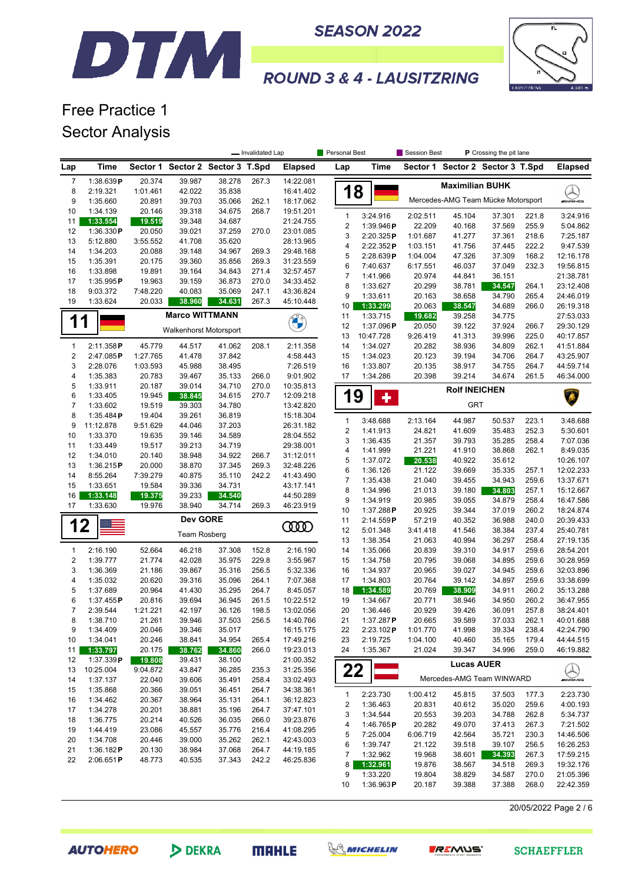# DTM SEASON 2022

## ROUND 3 & 4 - LAUSITZRING

# Free Practice 1
## Sector Analysis

— Invalidated Lap | Personal Best | Session Best | P Crossing the pit lane

| Lap | Time | Sector 1 | Sector 2 | Sector 3 | T.Spd | Elapsed |
|---|---|---|---|---|---|---|
| 7 | 1:38.639 P | 20.374 | 39.987 | 38.278 | 267.3 | 14:22.081 |
| 8 | 2:19.321 | 1:01.461 | 42.022 | 35.838 | | 16:41.402 |
| 9 | 1:35.660 | 20.891 | 39.703 | 35.066 | 262.1 | 18:17.062 |
| 10 | 1:34.139 | 20.146 | 39.318 | 34.675 | 268.7 | 19:51.201 |
| 11 | 1:33.554 | 19.519 | 39.348 | 34.687 | | 21:24.755 |
| 12 | 1:36.330 P | 20.050 | 39.021 | 37.259 | 270.0 | 23:01.085 |
| 13 | 5:12.880 | 3:55.552 | 41.708 | 35.620 | | 28:13.965 |
| 14 | 1:34.203 | 20.088 | 39.148 | 34.967 | 269.3 | 29:48.168 |
| 15 | 1:35.391 | 20.175 | 39.360 | 35.856 | 269.3 | 31:23.559 |
| 16 | 1:33.898 | 19.891 | 39.164 | 34.843 | 271.4 | 32:57.457 |
| 17 | 1:35.995 P | 19.963 | 39.159 | 36.873 | 270.0 | 34:33.452 |
| 18 | 9:03.372 | 7:48.220 | 40.083 | 35.069 | 247.1 | 43:36.824 |
| 19 | 1:33.624 | 20.033 | 38.960 | 34.631 | 267.3 | 45:10.448 |

### 11 Marco WITTMANN — Walkenhorst Motorsport

| Lap | Time | Sector 1 | Sector 2 | Sector 3 | T.Spd | Elapsed |
|---|---|---|---|---|---|---|
| 1 | 2:11.358 P | 45.779 | 44.517 | 41.062 | 208.1 | 2:11.358 |
| 2 | 2:47.085 P | 1:27.765 | 41.478 | 37.842 | | 4:58.443 |
| 3 | 2:28.076 | 1:03.593 | 45.988 | 38.495 | | 7:26.519 |
| 4 | 1:35.383 | 20.783 | 39.467 | 35.133 | 266.0 | 9:01.902 |
| 5 | 1:33.911 | 20.187 | 39.014 | 34.710 | 270.0 | 10:35.813 |
| 6 | 1:33.405 | 19.945 | 38.845 | 34.615 | 270.7 | 12:09.218 |
| 7 | 1:33.602 | 19.519 | 39.303 | 34.780 | | 13:42.820 |
| 8 | 1:35.484 P | 19.404 | 39.261 | 36.819 | | 15:18.304 |
| 9 | 11:12.878 | 9:51.629 | 44.046 | 37.203 | | 26:31.182 |
| 10 | 1:33.370 | 19.635 | 39.146 | 34.589 | | 28:04.552 |
| 11 | 1:33.449 | 19.517 | 39.213 | 34.719 | | 29:38.001 |
| 12 | 1:34.010 | 20.140 | 38.948 | 34.922 | 266.7 | 31:12.011 |
| 13 | 1:36.215 P | 20.000 | 38.870 | 37.345 | 269.3 | 32:48.226 |
| 14 | 8:55.264 | 7:39.279 | 40.875 | 35.110 | 242.2 | 41:43.490 |
| 15 | 1:33.651 | 19.584 | 39.336 | 34.731 | | 43:17.141 |
| 16 | 1:33.148 | 19.375 | 39.233 | 34.540 | | 44:50.289 |
| 17 | 1:33.630 | 19.976 | 38.940 | 34.714 | 269.3 | 46:23.919 |

### 12 Dev GORE — Team Rosberg

| Lap | Time | Sector 1 | Sector 2 | Sector 3 | T.Spd | Elapsed |
|---|---|---|---|---|---|---|
| 1 | 2:16.190 | 52.664 | 46.218 | 37.308 | 152.8 | 2:16.190 |
| 2 | 1:39.777 | 21.774 | 42.028 | 35.975 | 229.8 | 3:55.967 |
| 3 | 1:36.369 | 21.186 | 39.867 | 35.316 | 256.5 | 5:32.336 |
| 4 | 1:35.032 | 20.620 | 39.316 | 35.096 | 264.1 | 7:07.368 |
| 5 | 1:37.689 | 20.964 | 41.430 | 35.295 | 264.7 | 8:45.057 |
| 6 | 1:37.455 P | 20.816 | 39.694 | 36.945 | 261.5 | 10:22.512 |
| 7 | 2:39.544 | 1:21.221 | 42.197 | 36.126 | 198.5 | 13:02.056 |
| 8 | 1:38.710 | 21.261 | 39.946 | 37.503 | 256.5 | 14:40.766 |
| 9 | 1:34.409 | 20.046 | 39.346 | 35.017 | | 16:15.175 |
| 10 | 1:34.041 | 20.246 | 38.841 | 34.954 | 265.4 | 17:49.216 |
| 11 | 1:33.797 | 20.175 | 38.762 | 34.860 | 266.0 | 19:23.013 |
| 12 | 1:37.339 P | 19.808 | 39.431 | 38.100 | | 21:00.352 |
| 13 | 10:25.004 | 9:04.872 | 43.847 | 36.285 | 235.3 | 31:25.356 |
| 14 | 1:37.137 | 22.040 | 39.606 | 35.491 | 258.4 | 33:02.493 |
| 15 | 1:35.868 | 20.366 | 39.051 | 36.451 | 264.7 | 34:38.361 |
| 16 | 1:34.462 | 20.367 | 38.964 | 35.131 | 264.1 | 36:12.823 |
| 17 | 1:34.278 | 20.201 | 38.881 | 35.196 | 264.7 | 37:47.101 |
| 18 | 1:36.775 | 20.214 | 40.526 | 36.035 | 266.0 | 39:23.876 |
| 19 | 1:44.419 | 23.086 | 45.557 | 35.776 | 216.4 | 41:08.295 |
| 20 | 1:34.708 | 20.446 | 39.000 | 35.262 | 262.1 | 42:43.003 |
| 21 | 1:36.182 P | 20.130 | 38.984 | 37.068 | 264.7 | 44:19.185 |
| 22 | 2:06.651 P | 48.773 | 40.535 | 37.343 | 242.2 | 46:25.836 |

### 18 Maximilian BUHK — Mercedes-AMG Team Mücke Motorsport

| Lap | Time | Sector 1 | Sector 2 | Sector 3 | T.Spd | Elapsed |
|---|---|---|---|---|---|---|
| 1 | 3:24.916 | 2:02.511 | 45.104 | 37.301 | 221.8 | 3:24.916 |
| 2 | 1:39.946 P | 22.209 | 40.168 | 37.569 | 255.9 | 5:04.862 |
| 3 | 2:20.325 P | 1:01.687 | 41.277 | 37.361 | 218.6 | 7:25.187 |
| 4 | 2:22.352 P | 1:03.151 | 41.756 | 37.445 | 222.2 | 9:47.539 |
| 5 | 2:28.639 P | 1:04.004 | 47.326 | 37.309 | 168.2 | 12:16.178 |
| 6 | 7:40.637 | 6:17.551 | 46.037 | 37.049 | 232.3 | 19:56.815 |
| 7 | 1:41.966 | 20.974 | 44.841 | 36.151 | | 21:38.781 |
| 8 | 1:33.627 | 20.299 | 38.781 | 34.547 | 264.1 | 23:12.408 |
| 9 | 1:33.611 | 20.163 | 38.658 | 34.790 | 265.4 | 24:46.019 |
| 10 | 1:33.299 | 20.063 | 38.547 | 34.689 | 266.0 | 26:19.318 |
| 11 | 1:33.715 | 19.682 | 39.258 | 34.775 | | 27:53.033 |
| 12 | 1:37.096 P | 20.050 | 39.122 | 37.924 | 266.7 | 29:30.129 |
| 13 | 10:47.728 | 9:26.419 | 41.313 | 39.996 | 225.0 | 40:17.857 |
| 14 | 1:34.027 | 20.282 | 38.936 | 34.809 | 262.1 | 41:51.884 |
| 15 | 1:34.023 | 20.123 | 39.194 | 34.706 | 264.7 | 43:25.907 |
| 16 | 1:33.807 | 20.135 | 38.917 | 34.755 | 264.7 | 44:59.714 |
| 17 | 1:34.286 | 20.398 | 39.214 | 34.674 | 261.5 | 46:34.000 |

### 19 Rolf INEICHEN — GRT

| Lap | Time | Sector 1 | Sector 2 | Sector 3 | T.Spd | Elapsed |
|---|---|---|---|---|---|---|
| 1 | 3:48.688 | 2:13.164 | 44.987 | 50.537 | 223.1 | 3:48.688 |
| 2 | 1:41.913 | 24.821 | 41.609 | 35.483 | 252.3 | 5:30.601 |
| 3 | 1:36.435 | 21.357 | 39.793 | 35.285 | 258.4 | 7:07.036 |
| 4 | 1:41.999 | 21.221 | 41.910 | 38.868 | 262.1 | 8:49.035 |
| 5 | 1:37.072 | 20.538 | 40.922 | 35.612 | | 10:26.107 |
| 6 | 1:36.126 | 21.122 | 39.669 | 35.335 | 257.1 | 12:02.233 |
| 7 | 1:35.438 | 21.040 | 39.455 | 34.943 | 259.6 | 13:37.671 |
| 8 | 1:34.996 | 21.013 | 39.180 | 34.803 | 257.1 | 15:12.667 |
| 9 | 1:34.919 | 20.985 | 39.055 | 34.879 | 258.4 | 16:47.586 |
| 10 | 1:37.288 P | 20.925 | 39.344 | 37.019 | 260.2 | 18:24.874 |
| 11 | 2:14.559 P | 57.219 | 40.352 | 36.988 | 240.0 | 20:39.433 |
| 12 | 5:01.348 | 3:41.418 | 41.546 | 38.384 | 237.4 | 25:40.781 |
| 13 | 1:38.354 | 21.063 | 40.994 | 36.297 | 258.4 | 27:19.135 |
| 14 | 1:35.066 | 20.839 | 39.310 | 34.917 | 259.6 | 28:54.201 |
| 15 | 1:34.758 | 20.795 | 39.068 | 34.895 | 259.6 | 30:28.959 |
| 16 | 1:34.937 | 20.965 | 39.027 | 34.945 | 259.6 | 32:03.896 |
| 17 | 1:34.803 | 20.764 | 39.142 | 34.897 | 259.6 | 33:38.699 |
| 18 | 1:34.589 | 20.769 | 38.909 | 34.911 | 260.2 | 35:13.288 |
| 19 | 1:34.667 | 20.771 | 38.946 | 34.950 | 260.2 | 36:47.955 |
| 20 | 1:36.446 | 20.929 | 39.426 | 36.091 | 257.8 | 38:24.401 |
| 21 | 1:37.287 P | 20.665 | 39.589 | 37.033 | 262.1 | 40:01.688 |
| 22 | 2:23.102 P | 1:01.770 | 41.998 | 39.334 | 238.4 | 42:24.790 |
| 23 | 2:19.725 | 1:04.100 | 40.460 | 35.165 | 179.4 | 44:44.515 |
| 24 | 1:35.367 | 21.024 | 39.347 | 34.996 | 259.0 | 46:19.882 |

### 22 Lucas AUER — Mercedes-AMG Team WINWARD

| Lap | Time | Sector 1 | Sector 2 | Sector 3 | T.Spd | Elapsed |
|---|---|---|---|---|---|---|
| 1 | 2:23.730 | 1:00.412 | 45.815 | 37.503 | 177.3 | 2:23.730 |
| 2 | 1:36.463 | 20.831 | 40.612 | 35.020 | 259.6 | 4:00.193 |
| 3 | 1:34.544 | 20.553 | 39.203 | 34.788 | 262.8 | 5:34.737 |
| 4 | 1:46.765 P | 20.282 | 49.070 | 37.413 | 267.3 | 7:21.502 |
| 5 | 7:25.004 | 6:06.719 | 42.564 | 35.721 | 230.3 | 14:46.506 |
| 6 | 1:39.747 | 21.122 | 39.518 | 39.107 | 256.5 | 16:26.253 |
| 7 | 1:32.962 | 19.968 | 38.601 | 34.393 | 267.3 | 17:59.215 |
| 8 | 1:32.961 | 19.876 | 38.567 | 34.518 | 269.3 | 19:32.176 |
| 9 | 1:33.220 | 19.804 | 38.829 | 34.587 | 270.0 | 21:05.396 |
| 10 | 1:36.963 P | 20.187 | 39.388 | 37.388 | 268.0 | 22:42.359 |

20/05/2022 Page 2 / 6

AUTOHERO | DEKRA | MAHLE | MICHELIN | REMUS | SCHAEFFLER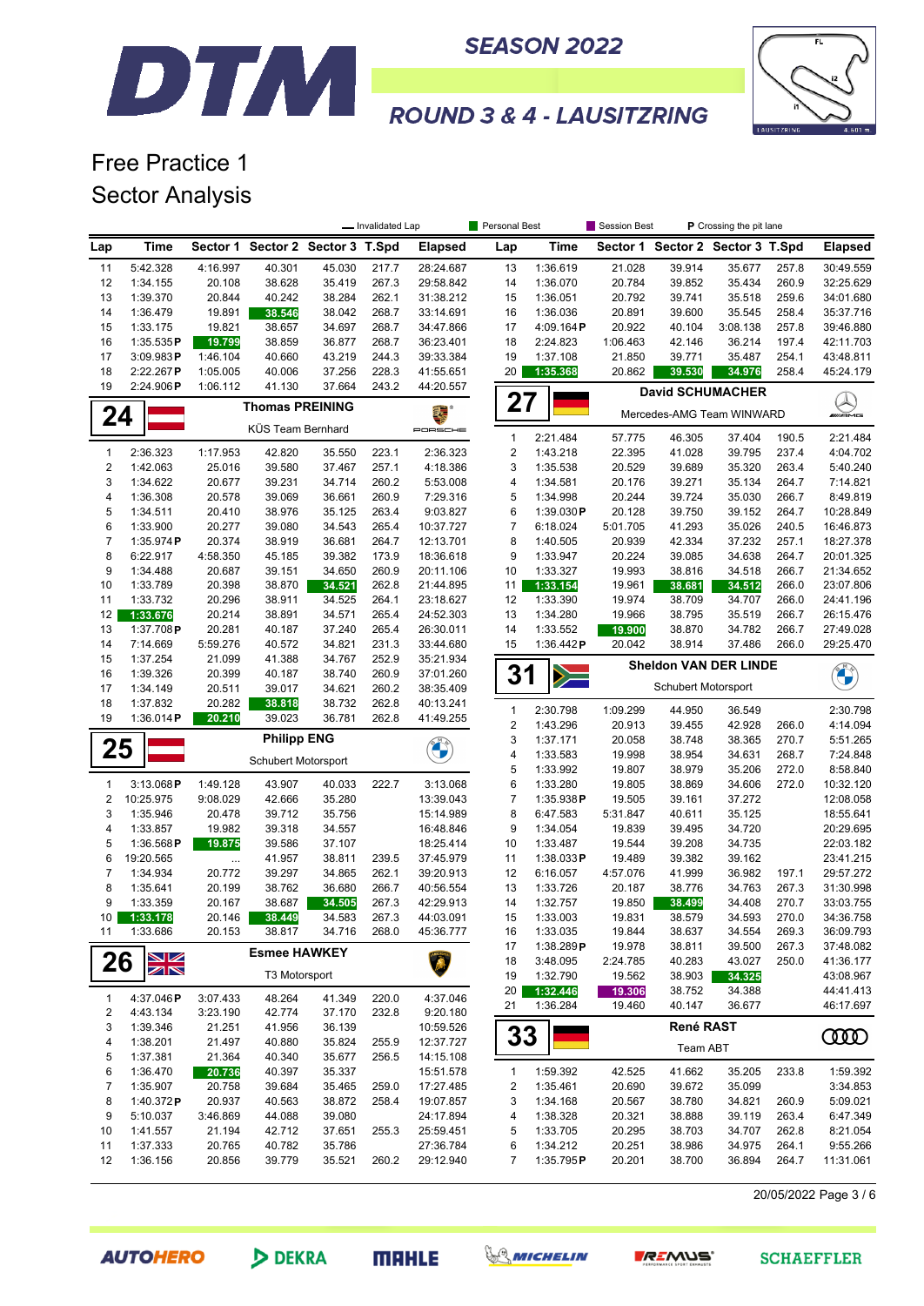# DTM SEASON 2022

## ROUND 3 & 4 - LAUSITZRING

# Free Practice 1
## Sector Analysis

— Invalidated Lap | Personal Best | Session Best | P Crossing the pit lane

| Lap | Time | Sector 1 | Sector 2 | Sector 3 | T.Spd | Elapsed |
|---|---|---|---|---|---|---|
| 11 | 5:42.328 | 4:16.997 | 40.301 | 45.030 | 217.7 | 28:24.687 |
| 12 | 1:34.155 | 20.108 | 38.628 | 35.419 | 267.3 | 29:58.842 |
| 13 | 1:39.370 | 20.844 | 40.242 | 38.284 | 262.1 | 31:38.212 |
| 14 | 1:36.479 | 19.891 | 38.546 | 38.042 | 268.7 | 33:14.691 |
| 15 | 1:33.175 | 19.821 | 38.657 | 34.697 | 268.7 | 34:47.866 |
| 16 | 1:35.535 P | 19.799 | 38.859 | 36.877 | 268.7 | 36:23.401 |
| 17 | 3:09.983 P | 1:46.104 | 40.660 | 43.219 | 244.3 | 39:33.384 |
| 18 | 2:22.267 P | 1:05.005 | 40.006 | 37.256 | 228.3 | 41:55.651 |
| 19 | 2:24.906 P | 1:06.112 | 41.130 | 37.664 | 243.2 | 44:20.557 |

### 24 Thomas PREINING — KÜS Team Bernhard (Porsche)

| Lap | Time | Sector 1 | Sector 2 | Sector 3 | T.Spd | Elapsed |
|---|---|---|---|---|---|---|
| 1 | 2:36.323 | 1:17.953 | 42.820 | 35.550 | 223.1 | 2:36.323 |
| 2 | 1:42.063 | 25.016 | 39.580 | 37.467 | 257.1 | 4:18.386 |
| 3 | 1:34.622 | 20.677 | 39.231 | 34.714 | 260.2 | 5:53.008 |
| 4 | 1:36.308 | 20.578 | 39.069 | 36.661 | 260.9 | 7:29.316 |
| 5 | 1:34.511 | 20.410 | 38.976 | 35.125 | 263.4 | 9:03.827 |
| 6 | 1:33.900 | 20.277 | 39.080 | 34.543 | 265.4 | 10:37.727 |
| 7 | 1:35.974 P | 20.374 | 38.919 | 36.681 | 264.7 | 12:13.701 |
| 8 | 6:22.917 | 4:58.350 | 45.185 | 39.382 | 173.9 | 18:36.618 |
| 9 | 1:34.488 | 20.687 | 39.151 | 34.650 | 260.9 | 20:11.106 |
| 10 | 1:33.789 | 20.398 | 38.870 | 34.521 | 262.8 | 21:44.895 |
| 11 | 1:33.732 | 20.296 | 38.911 | 34.525 | 264.1 | 23:18.627 |
| 12 | 1:33.676 | 20.214 | 38.891 | 34.571 | 265.4 | 24:52.303 |
| 13 | 1:37.708 P | 20.281 | 40.187 | 37.240 | 265.4 | 26:30.011 |
| 14 | 7:14.669 | 5:59.276 | 40.572 | 34.821 | 231.3 | 33:44.680 |
| 15 | 1:37.254 | 21.099 | 41.388 | 34.767 | 252.9 | 35:21.934 |
| 16 | 1:39.326 | 20.399 | 40.187 | 38.740 | 260.9 | 37:01.260 |
| 17 | 1:34.149 | 20.511 | 39.017 | 34.621 | 260.2 | 38:35.409 |
| 18 | 1:37.832 | 20.282 | 38.818 | 38.732 | 262.8 | 40:13.241 |
| 19 | 1:36.014 P | 20.210 | 39.023 | 36.781 | 262.8 | 41:49.255 |

### 25 Philipp ENG — Schubert Motorsport (BMW)

| Lap | Time | Sector 1 | Sector 2 | Sector 3 | T.Spd | Elapsed |
|---|---|---|---|---|---|---|
| 1 | 3:13.068 P | 1:49.128 | 43.907 | 40.033 | 222.7 | 3:13.068 |
| 2 | 10:25.975 | 9:08.029 | 42.666 | 35.280 | | 13:39.043 |
| 3 | 1:35.946 | 20.478 | 39.712 | 35.756 | | 15:14.989 |
| 4 | 1:33.857 | 19.982 | 39.318 | 34.557 | | 16:48.846 |
| 5 | 1:36.568 P | 19.875 | 39.586 | 37.107 | | 18:25.414 |
| 6 | 19:20.565 | ... | 41.957 | 38.811 | 239.5 | 37:45.979 |
| 7 | 1:34.934 | 20.772 | 39.297 | 34.865 | 262.1 | 39:20.913 |
| 8 | 1:35.641 | 20.199 | 38.762 | 36.680 | 266.7 | 40:56.554 |
| 9 | 1:33.359 | 20.167 | 38.687 | 34.505 | 267.3 | 42:29.913 |
| 10 | 1:33.178 | 20.146 | 38.449 | 34.583 | 267.3 | 44:03.091 |
| 11 | 1:33.686 | 20.153 | 38.817 | 34.716 | 268.0 | 45:36.777 |

### 26 Esmee HAWKEY — T3 Motorsport (Lamborghini)

| Lap | Time | Sector 1 | Sector 2 | Sector 3 | T.Spd | Elapsed |
|---|---|---|---|---|---|---|
| 1 | 4:37.046 P | 3:07.433 | 48.264 | 41.349 | 220.0 | 4:37.046 |
| 2 | 4:43.134 | 3:23.190 | 42.774 | 37.170 | 232.8 | 9:20.180 |
| 3 | 1:39.346 | 21.251 | 41.956 | 36.139 | | 10:59.526 |
| 4 | 1:38.201 | 21.497 | 40.880 | 35.824 | 255.9 | 12:37.727 |
| 5 | 1:37.381 | 21.364 | 40.340 | 35.677 | 256.5 | 14:15.108 |
| 6 | 1:36.470 | 20.736 | 40.397 | 35.337 | | 15:51.578 |
| 7 | 1:35.907 | 20.758 | 39.684 | 35.465 | 259.0 | 17:27.485 |
| 8 | 1:40.372 P | 20.937 | 40.563 | 38.872 | 258.4 | 19:07.857 |
| 9 | 5:10.037 | 3:46.869 | 44.088 | 39.080 | | 24:17.894 |
| 10 | 1:41.557 | 21.194 | 42.712 | 37.651 | 255.3 | 25:59.451 |
| 11 | 1:37.333 | 20.765 | 40.782 | 35.786 | | 27:36.784 |
| 12 | 1:36.156 | 20.856 | 39.779 | 35.521 | 260.2 | 29:12.940 |

| Lap | Time | Sector 1 | Sector 2 | Sector 3 | T.Spd | Elapsed |
|---|---|---|---|---|---|---|
| 13 | 1:36.619 | 21.028 | 39.914 | 35.677 | 257.8 | 30:49.559 |
| 14 | 1:36.070 | 20.784 | 39.852 | 35.434 | 260.9 | 32:25.629 |
| 15 | 1:36.051 | 20.792 | 39.741 | 35.518 | 259.6 | 34:01.680 |
| 16 | 1:36.036 | 20.891 | 39.600 | 35.545 | 258.4 | 35:37.716 |
| 17 | 4:09.164 P | 20.922 | 40.104 | 3:08.138 | 257.8 | 39:46.880 |
| 18 | 2:24.823 | 1:06.463 | 42.146 | 36.214 | 197.4 | 42:11.703 |
| 19 | 1:37.108 | 21.850 | 39.771 | 35.487 | 254.1 | 43:48.811 |
| 20 | 1:35.368 | 20.862 | 39.530 | 34.976 | 258.4 | 45:24.179 |

### 27 David SCHUMACHER — Mercedes-AMG Team WINWARD

| Lap | Time | Sector 1 | Sector 2 | Sector 3 | T.Spd | Elapsed |
|---|---|---|---|---|---|---|
| 1 | 2:21.484 | 57.775 | 46.305 | 37.404 | 190.5 | 2:21.484 |
| 2 | 1:43.218 | 22.395 | 41.028 | 39.795 | 237.4 | 4:04.702 |
| 3 | 1:35.538 | 20.529 | 39.689 | 35.320 | 263.4 | 5:40.240 |
| 4 | 1:34.581 | 20.176 | 39.271 | 35.134 | 264.7 | 7:14.821 |
| 5 | 1:34.998 | 20.244 | 39.724 | 35.030 | 266.7 | 8:49.819 |
| 6 | 1:39.030 P | 20.128 | 39.750 | 39.152 | 264.7 | 10:28.849 |
| 7 | 6:18.024 | 5:01.705 | 41.293 | 35.026 | 240.5 | 16:46.873 |
| 8 | 1:40.505 | 20.939 | 42.334 | 37.232 | 257.1 | 18:27.378 |
| 9 | 1:33.947 | 20.224 | 39.085 | 34.638 | 264.7 | 20:01.325 |
| 10 | 1:33.327 | 19.993 | 38.816 | 34.518 | 266.7 | 21:34.652 |
| 11 | 1:33.154 | 19.961 | 38.681 | 34.512 | 266.0 | 23:07.806 |
| 12 | 1:33.390 | 19.974 | 38.709 | 34.707 | 266.0 | 24:41.196 |
| 13 | 1:34.280 | 19.966 | 38.795 | 35.519 | 266.7 | 26:15.476 |
| 14 | 1:33.552 | 19.900 | 38.870 | 34.782 | 266.7 | 27:49.028 |
| 15 | 1:36.442 P | 20.042 | 38.914 | 37.486 | 266.0 | 29:25.470 |

### 31 Sheldon VAN DER LINDE — Schubert Motorsport (BMW)

| Lap | Time | Sector 1 | Sector 2 | Sector 3 | T.Spd | Elapsed |
|---|---|---|---|---|---|---|
| 1 | 2:30.798 | 1:09.299 | 44.950 | 36.549 | | 2:30.798 |
| 2 | 1:43.296 | 20.913 | 39.455 | 42.928 | 266.0 | 4:14.094 |
| 3 | 1:37.171 | 20.058 | 38.748 | 38.365 | 270.7 | 5:51.265 |
| 4 | 1:33.583 | 19.998 | 38.954 | 34.631 | 268.7 | 7:24.848 |
| 5 | 1:33.992 | 19.807 | 38.979 | 35.206 | 272.0 | 8:58.840 |
| 6 | 1:33.280 | 19.805 | 38.869 | 34.606 | 272.0 | 10:32.120 |
| 7 | 1:35.938 P | 19.505 | 39.161 | 37.272 | | 12:08.058 |
| 8 | 6:47.583 | 5:31.847 | 40.611 | 35.125 | | 18:55.641 |
| 9 | 1:34.054 | 19.839 | 39.495 | 34.720 | | 20:29.695 |
| 10 | 1:33.487 | 19.544 | 39.208 | 34.735 | | 22:03.182 |
| 11 | 1:38.033 P | 19.489 | 39.382 | 39.162 | | 23:41.215 |
| 12 | 6:16.057 | 4:57.076 | 41.999 | 36.982 | 197.1 | 29:57.272 |
| 13 | 1:33.726 | 20.187 | 38.776 | 34.763 | 267.3 | 31:30.998 |
| 14 | 1:32.757 | 19.850 | 38.499 | 34.408 | 270.7 | 33:03.755 |
| 15 | 1:33.003 | 19.831 | 38.579 | 34.593 | 270.0 | 34:36.758 |
| 16 | 1:33.035 | 19.844 | 38.637 | 34.554 | 269.3 | 36:09.793 |
| 17 | 1:38.289 P | 19.978 | 38.811 | 39.500 | 267.3 | 37:48.082 |
| 18 | 3:48.095 | 2:24.785 | 40.283 | 43.027 | 250.0 | 41:36.177 |
| 19 | 1:32.790 | 19.562 | 38.903 | 34.325 | | 43:08.967 |
| 20 | 1:32.446 | 19.306 | 38.752 | 34.388 | | 44:41.413 |
| 21 | 1:36.284 | 19.460 | 40.147 | 36.677 | | 46:17.697 |

### 33 René RAST — Team ABT (Audi)

| Lap | Time | Sector 1 | Sector 2 | Sector 3 | T.Spd | Elapsed |
|---|---|---|---|---|---|---|
| 1 | 1:59.392 | 42.525 | 41.662 | 35.205 | 233.8 | 1:59.392 |
| 2 | 1:35.461 | 20.690 | 39.672 | 35.099 | | 3:34.853 |
| 3 | 1:34.168 | 20.567 | 38.780 | 34.821 | 260.9 | 5:09.021 |
| 4 | 1:38.328 | 20.321 | 38.888 | 39.119 | 263.4 | 6:47.349 |
| 5 | 1:33.705 | 20.295 | 38.703 | 34.707 | 262.8 | 8:21.054 |
| 6 | 1:34.212 | 20.251 | 38.986 | 34.975 | 264.1 | 9:55.266 |
| 7 | 1:35.795 P | 20.201 | 38.700 | 36.894 | 264.7 | 11:31.061 |

20/05/2022 Page 3 / 6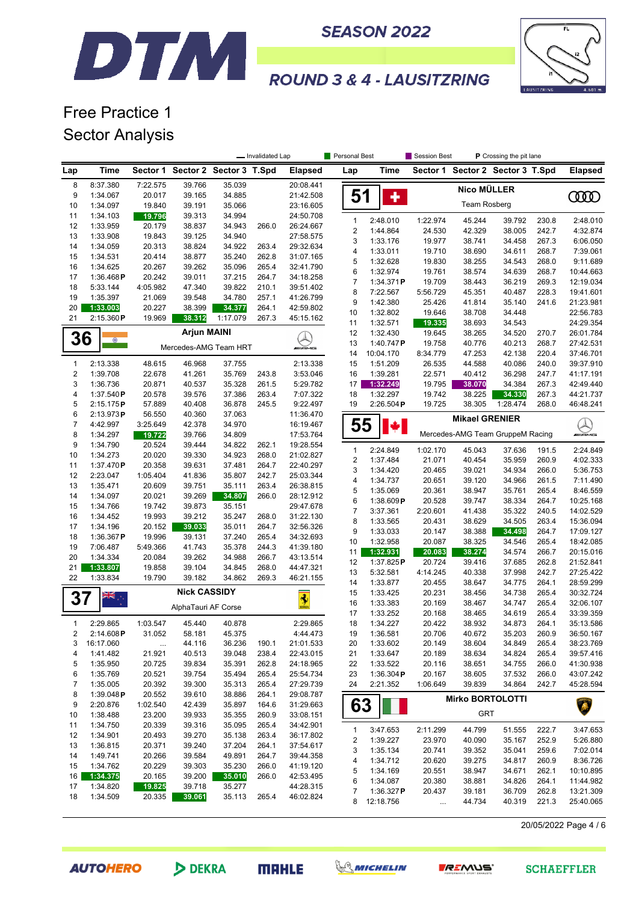# SEASON 2022

## ROUND 3 & 4 - LAUSITZRING

# Free Practice 1
## Sector Analysis

— Invalidated Lap | Personal Best | Session Best | P Crossing the pit lane

### (continued from previous page)

| Lap | Time | Sector 1 | Sector 2 | Sector 3 | T.Spd | Elapsed |
|---|---|---|---|---|---|---|
| 8 | 8:37.380 | 7:22.575 | 39.766 | 35.039 | | 20:08.441 |
| 9 | 1:34.067 | 20.017 | 39.165 | 34.885 | | 21:42.508 |
| 10 | 1:34.097 | 19.840 | 39.191 | 35.066 | | 23:16.605 |
| 11 | 1:34.103 | 19.796 | 39.313 | 34.994 | | 24:50.708 |
| 12 | 1:33.959 | 20.179 | 38.837 | 34.943 | 266.0 | 26:24.667 |
| 13 | 1:33.908 | 19.843 | 39.125 | 34.940 | | 27:58.575 |
| 14 | 1:34.059 | 20.313 | 38.824 | 34.922 | 263.4 | 29:32.634 |
| 15 | 1:34.531 | 20.414 | 38.877 | 35.240 | 262.8 | 31:07.165 |
| 16 | 1:34.625 | 20.267 | 39.262 | 35.096 | 265.4 | 32:41.790 |
| 17 | 1:36.468 P | 20.242 | 39.011 | 37.215 | 264.7 | 34:18.258 |
| 18 | 5:33.144 | 4:05.982 | 47.340 | 39.822 | 210.1 | 39:51.402 |
| 19 | 1:35.397 | 21.069 | 39.548 | 34.780 | 257.1 | 41:26.799 |
| 20 | 1:33.003 | 20.227 | 38.399 | 34.377 | 264.1 | 42:59.802 |
| 21 | 2:15.360 P | 19.969 | 38.312 | 1:17.079 | 267.3 | 45:15.162 |

### 36 Arjun MAINI — Mercedes-AMG Team HRT

| Lap | Time | Sector 1 | Sector 2 | Sector 3 | T.Spd | Elapsed |
|---|---|---|---|---|---|---|
| 1 | 2:13.338 | 48.615 | 46.968 | 37.755 | | 2:13.338 |
| 2 | 1:39.708 | 22.678 | 41.261 | 35.769 | 243.8 | 3:53.046 |
| 3 | 1:36.736 | 20.871 | 40.537 | 35.328 | 261.5 | 5:29.782 |
| 4 | 1:37.540 P | 20.578 | 39.576 | 37.386 | 263.4 | 7:07.322 |
| 5 | 2:15.175 P | 57.889 | 40.408 | 36.878 | 245.5 | 9:22.497 |
| 6 | 2:13.973 P | 56.550 | 40.360 | 37.063 | | 11:36.470 |
| 7 | 4:42.997 | 3:25.649 | 42.378 | 34.970 | | 16:19.467 |
| 8 | 1:34.297 | 19.722 | 39.766 | 34.809 | | 17:53.764 |
| 9 | 1:34.790 | 20.524 | 39.444 | 34.822 | 262.1 | 19:28.554 |
| 10 | 1:34.273 | 20.020 | 39.330 | 34.923 | 268.0 | 21:02.827 |
| 11 | 1:37.470 P | 20.358 | 39.631 | 37.481 | 264.7 | 22:40.297 |
| 12 | 2:23.047 | 1:05.404 | 41.836 | 35.807 | 242.7 | 25:03.344 |
| 13 | 1:35.471 | 20.609 | 39.751 | 35.111 | 263.4 | 26:38.815 |
| 14 | 1:34.097 | 20.021 | 39.269 | 34.807 | 266.0 | 28:12.912 |
| 15 | 1:34.766 | 19.742 | 39.873 | 35.151 | | 29:47.678 |
| 16 | 1:34.452 | 19.993 | 39.212 | 35.247 | 268.0 | 31:22.130 |
| 17 | 1:34.196 | 20.152 | 39.033 | 35.011 | 264.7 | 32:56.326 |
| 18 | 1:36.367 P | 19.996 | 39.131 | 37.240 | 265.4 | 34:32.693 |
| 19 | 7:06.487 | 5:49.366 | 41.743 | 35.378 | 244.3 | 41:39.180 |
| 20 | 1:34.334 | 20.084 | 39.262 | 34.988 | 266.7 | 43:13.514 |
| 21 | 1:33.807 | 19.858 | 39.104 | 34.845 | 268.0 | 44:47.321 |
| 22 | 1:33.834 | 19.790 | 39.182 | 34.862 | 269.3 | 46:21.155 |

### 37 Nick CASSIDY — AlphaTauri AF Corse

| Lap | Time | Sector 1 | Sector 2 | Sector 3 | T.Spd | Elapsed |
|---|---|---|---|---|---|---|
| 1 | 2:29.865 | 1:03.547 | 45.440 | 40.878 | | 2:29.865 |
| 2 | 2:14.608 P | 31.052 | 58.181 | 45.375 | | 4:44.473 |
| 3 | 16:17.060 | ... | 44.116 | 36.236 | 190.1 | 21:01.533 |
| 4 | 1:41.482 | 21.921 | 40.513 | 39.048 | 238.4 | 22:43.015 |
| 5 | 1:35.950 | 20.725 | 39.834 | 35.391 | 262.8 | 24:18.965 |
| 6 | 1:35.769 | 20.521 | 39.754 | 35.494 | 265.4 | 25:54.734 |
| 7 | 1:35.005 | 20.392 | 39.300 | 35.313 | 265.4 | 27:29.739 |
| 8 | 1:39.048 P | 20.552 | 39.610 | 38.886 | 264.1 | 29:08.787 |
| 9 | 2:20.876 | 1:02.540 | 42.439 | 35.897 | 164.6 | 31:29.663 |
| 10 | 1:38.488 | 23.200 | 39.933 | 35.355 | 260.9 | 33:08.151 |
| 11 | 1:34.750 | 20.339 | 39.316 | 35.095 | 265.4 | 34:42.901 |
| 12 | 1:34.901 | 20.493 | 39.270 | 35.138 | 263.4 | 36:17.802 |
| 13 | 1:36.815 | 20.371 | 39.240 | 37.204 | 264.1 | 37:54.617 |
| 14 | 1:49.741 | 20.266 | 39.584 | 49.891 | 264.7 | 39:44.358 |
| 15 | 1:34.762 | 20.229 | 39.303 | 35.230 | 266.0 | 41:19.120 |
| 16 | 1:34.375 | 20.165 | 39.200 | 35.010 | 266.0 | 42:53.495 |
| 17 | 1:34.820 | 19.825 | 39.718 | 35.277 | | 44:28.315 |
| 18 | 1:34.509 | 20.335 | 39.061 | 35.113 | 265.4 | 46:02.824 |

### 51 Nico MÜLLER — Team Rosberg

| Lap | Time | Sector 1 | Sector 2 | Sector 3 | T.Spd | Elapsed |
|---|---|---|---|---|---|---|
| 1 | 2:48.010 | 1:22.974 | 45.244 | 39.792 | 230.8 | 2:48.010 |
| 2 | 1:44.864 | 24.530 | 42.329 | 38.005 | 242.7 | 4:32.874 |
| 3 | 1:33.176 | 19.977 | 38.741 | 34.458 | 267.3 | 6:06.050 |
| 4 | 1:33.011 | 19.710 | 38.690 | 34.611 | 268.7 | 7:39.061 |
| 5 | 1:32.628 | 19.830 | 38.255 | 34.543 | 268.0 | 9:11.689 |
| 6 | 1:32.974 | 19.761 | 38.574 | 34.639 | 268.7 | 10:44.663 |
| 7 | 1:34.371 P | 19.709 | 38.443 | 36.219 | 269.3 | 12:19.034 |
| 8 | 7:22.567 | 5:56.729 | 45.351 | 40.487 | 228.3 | 19:41.601 |
| 9 | 1:42.380 | 25.426 | 41.814 | 35.140 | 241.6 | 21:23.981 |
| 10 | 1:32.802 | 19.646 | 38.708 | 34.448 | | 22:56.783 |
| 11 | 1:32.571 | 19.335 | 38.693 | 34.543 | | 24:29.354 |
| 12 | 1:32.430 | 19.645 | 38.265 | 34.520 | 270.7 | 26:01.784 |
| 13 | 1:40.747 P | 19.758 | 40.776 | 40.213 | 268.7 | 27:42.531 |
| 14 | 10:04.170 | 8:34.779 | 47.253 | 42.138 | 220.4 | 37:46.701 |
| 15 | 1:51.209 | 26.535 | 44.588 | 40.086 | 240.0 | 39:37.910 |
| 16 | 1:39.281 | 22.571 | 40.412 | 36.298 | 247.7 | 41:17.191 |
| 17 | 1:32.249 | 19.795 | 38.070 | 34.384 | 267.3 | 42:49.440 |
| 18 | 1:32.297 | 19.742 | 38.225 | 34.330 | 267.3 | 44:21.737 |
| 19 | 2:26.504 P | 19.725 | 38.305 | 1:28.474 | 268.0 | 46:48.241 |

### 55 Mikael GRENIER — Mercedes-AMG Team GruppeM Racing

| Lap | Time | Sector 1 | Sector 2 | Sector 3 | T.Spd | Elapsed |
|---|---|---|---|---|---|---|
| 1 | 2:24.849 | 1:02.170 | 45.043 | 37.636 | 191.5 | 2:24.849 |
| 2 | 1:37.484 | 21.071 | 40.454 | 35.959 | 260.9 | 4:02.333 |
| 3 | 1:34.420 | 20.465 | 39.021 | 34.934 | 266.0 | 5:36.753 |
| 4 | 1:34.737 | 20.651 | 39.120 | 34.966 | 261.5 | 7:11.490 |
| 5 | 1:35.069 | 20.361 | 38.947 | 35.761 | 265.4 | 8:46.559 |
| 6 | 1:38.609 P | 20.528 | 39.747 | 38.334 | 264.7 | 10:25.168 |
| 7 | 3:37.361 | 2:20.601 | 41.438 | 35.322 | 240.5 | 14:02.529 |
| 8 | 1:33.565 | 20.431 | 38.629 | 34.505 | 263.4 | 15:36.094 |
| 9 | 1:33.033 | 20.147 | 38.388 | 34.498 | 264.7 | 17:09.127 |
| 10 | 1:32.958 | 20.087 | 38.325 | 34.546 | 265.4 | 18:42.085 |
| 11 | 1:32.931 | 20.083 | 38.274 | 34.574 | 266.7 | 20:15.016 |
| 12 | 1:37.825 P | 20.724 | 39.416 | 37.685 | 262.8 | 21:52.841 |
| 13 | 5:32.581 | 4:14.245 | 40.338 | 37.998 | 242.7 | 27:25.422 |
| 14 | 1:33.877 | 20.455 | 38.647 | 34.775 | 264.1 | 28:59.299 |
| 15 | 1:33.425 | 20.231 | 38.456 | 34.738 | 265.4 | 30:32.724 |
| 16 | 1:33.383 | 20.169 | 38.467 | 34.747 | 265.4 | 32:06.107 |
| 17 | 1:33.252 | 20.168 | 38.465 | 34.619 | 265.4 | 33:39.359 |
| 18 | 1:34.227 | 20.422 | 38.932 | 34.873 | 264.1 | 35:13.586 |
| 19 | 1:36.581 | 20.706 | 40.672 | 35.203 | 260.9 | 36:50.167 |
| 20 | 1:33.602 | 20.149 | 38.604 | 34.849 | 265.4 | 38:23.769 |
| 21 | 1:33.647 | 20.189 | 38.634 | 34.824 | 265.4 | 39:57.416 |
| 22 | 1:33.522 | 20.116 | 38.651 | 34.755 | 266.0 | 41:30.938 |
| 23 | 1:36.304 P | 20.167 | 38.605 | 37.532 | 266.0 | 43:07.242 |
| 24 | 2:21.352 | 1:06.649 | 39.839 | 34.864 | 242.7 | 45:28.594 |

### 63 Mirko BORTOLOTTI — GRT

| Lap | Time | Sector 1 | Sector 2 | Sector 3 | T.Spd | Elapsed |
|---|---|---|---|---|---|---|
| 1 | 3:47.653 | 2:11.299 | 44.799 | 51.555 | 222.7 | 3:47.653 |
| 2 | 1:39.227 | 23.970 | 40.090 | 35.167 | 252.9 | 5:26.880 |
| 3 | 1:35.134 | 20.741 | 39.352 | 35.041 | 259.6 | 7:02.014 |
| 4 | 1:34.712 | 20.620 | 39.275 | 34.817 | 260.9 | 8:36.726 |
| 5 | 1:34.169 | 20.551 | 38.947 | 34.671 | 262.1 | 10:10.895 |
| 6 | 1:34.087 | 20.380 | 38.881 | 34.826 | 264.1 | 11:44.982 |
| 7 | 1:36.327 P | 20.437 | 39.181 | 36.709 | 262.8 | 13:21.309 |
| 8 | 12:18.756 | ... | 44.734 | 40.319 | 221.3 | 25:40.065 |

20/05/2022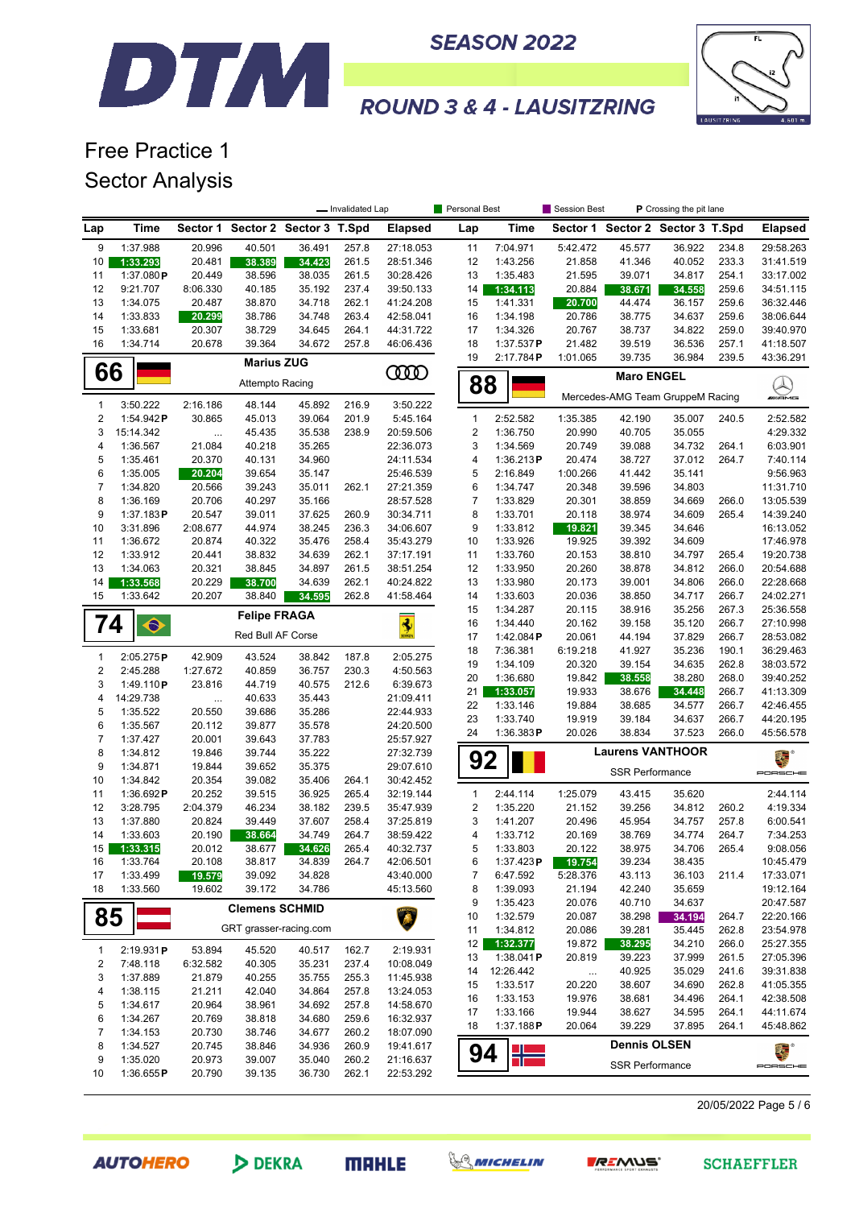# SEASON 2022

## ROUND 3 & 4 - LAUSITZRING

# Free Practice 1
## Sector Analysis

— Invalidated Lap · Personal Best · Session Best · P Crossing the pit lane

| Lap | Time | Sector 1 | Sector 2 | Sector 3 | T.Spd | Elapsed |
|---|---|---|---|---|---|---|
| 9 | 1:37.988 | 20.996 | 40.501 | 36.491 | 257.8 | 27:18.053 |
| 10 | 1:33.293 | 20.481 | 38.389 | 34.423 | 261.5 | 28:51.346 |
| 11 | 1:37.080 P | 20.449 | 38.596 | 38.035 | 261.5 | 30:28.426 |
| 12 | 9:21.707 | 8:06.330 | 40.185 | 35.192 | 237.4 | 39:50.133 |
| 13 | 1:34.075 | 20.487 | 38.870 | 34.718 | 262.1 | 41:24.208 |
| 14 | 1:33.833 | 20.299 | 38.786 | 34.748 | 263.4 | 42:58.041 |
| 15 | 1:33.681 | 20.307 | 38.729 | 34.645 | 264.1 | 44:31.722 |
| 16 | 1:34.714 | 20.678 | 39.364 | 34.672 | 257.8 | 46:06.436 |

### 66 Marius ZUG — Attempto Racing

| Lap | Time | Sector 1 | Sector 2 | Sector 3 | T.Spd | Elapsed |
|---|---|---|---|---|---|---|
| 1 | 3:50.222 | 2:16.186 | 48.144 | 45.892 | 216.9 | 3:50.222 |
| 2 | 1:54.942 P | 30.865 | 45.013 | 39.064 | 201.9 | 5:45.164 |
| 3 | 15:14.342 | ... | 45.435 | 35.538 | 238.9 | 20:59.506 |
| 4 | 1:36.567 | 21.084 | 40.218 | 35.265 | | 22:36.073 |
| 5 | 1:35.461 | 20.370 | 40.131 | 34.960 | | 24:11.534 |
| 6 | 1:35.005 | 20.204 | 39.654 | 35.147 | | 25:46.539 |
| 7 | 1:34.820 | 20.566 | 39.243 | 35.011 | 262.1 | 27:21.359 |
| 8 | 1:36.169 | 20.706 | 40.297 | 35.166 | | 28:57.528 |
| 9 | 1:37.183 P | 20.547 | 39.011 | 37.625 | 260.9 | 30:34.711 |
| 10 | 3:31.896 | 2:08.677 | 44.974 | 38.245 | 236.3 | 34:06.607 |
| 11 | 1:36.672 | 20.874 | 40.322 | 35.476 | 258.4 | 35:43.279 |
| 12 | 1:33.912 | 20.441 | 38.832 | 34.639 | 262.1 | 37:17.191 |
| 13 | 1:34.063 | 20.321 | 38.845 | 34.897 | 261.5 | 38:51.254 |
| 14 | 1:33.568 | 20.229 | 38.700 | 34.639 | 262.1 | 40:24.822 |
| 15 | 1:33.642 | 20.207 | 38.840 | 34.595 | 262.8 | 41:58.464 |

### 74 Felipe FRAGA — Red Bull AF Corse

| Lap | Time | Sector 1 | Sector 2 | Sector 3 | T.Spd | Elapsed |
|---|---|---|---|---|---|---|
| 1 | 2:05.275 P | 42.909 | 43.524 | 38.842 | 187.8 | 2:05.275 |
| 2 | 2:45.288 | 1:27.672 | 40.859 | 36.757 | 230.3 | 4:50.563 |
| 3 | 1:49.110 P | 23.816 | 44.719 | 40.575 | 212.6 | 6:39.673 |
| 4 | 14:29.738 | ... | 40.633 | 35.443 | | 21:09.411 |
| 5 | 1:35.522 | 20.550 | 39.686 | 35.286 | | 22:44.933 |
| 6 | 1:35.567 | 20.112 | 39.877 | 35.578 | | 24:20.500 |
| 7 | 1:37.427 | 20.001 | 39.643 | 37.783 | | 25:57.927 |
| 8 | 1:34.812 | 19.846 | 39.744 | 35.222 | | 27:32.739 |
| 9 | 1:34.871 | 19.844 | 39.652 | 35.375 | | 29:07.610 |
| 10 | 1:34.842 | 20.354 | 39.082 | 35.406 | 264.1 | 30:42.452 |
| 11 | 1:36.692 P | 20.252 | 39.515 | 36.925 | 265.4 | 32:19.144 |
| 12 | 3:28.795 | 2:04.379 | 46.234 | 38.182 | 239.5 | 35:47.939 |
| 13 | 1:37.880 | 20.824 | 39.449 | 37.607 | 258.4 | 37:25.819 |
| 14 | 1:33.603 | 20.190 | 38.664 | 34.749 | 264.7 | 38:59.422 |
| 15 | 1:33.315 | 20.012 | 38.677 | 34.626 | 265.4 | 40:32.737 |
| 16 | 1:33.764 | 20.108 | 38.817 | 34.839 | 264.7 | 42:06.501 |
| 17 | 1:33.499 | 19.579 | 39.092 | 34.828 | | 43:40.000 |
| 18 | 1:33.560 | 19.602 | 39.172 | 34.786 | | 45:13.560 |

### 85 Clemens SCHMID — GRT grasser-racing.com

| Lap | Time | Sector 1 | Sector 2 | Sector 3 | T.Spd | Elapsed |
|---|---|---|---|---|---|---|
| 1 | 2:19.931 P | 53.894 | 45.520 | 40.517 | 162.7 | 2:19.931 |
| 2 | 7:48.118 | 6:32.582 | 40.305 | 35.231 | 237.4 | 10:08.049 |
| 3 | 1:37.889 | 21.879 | 40.255 | 35.755 | 255.3 | 11:45.938 |
| 4 | 1:38.115 | 21.211 | 42.040 | 34.864 | 257.8 | 13:24.053 |
| 5 | 1:34.617 | 20.964 | 38.961 | 34.692 | 257.8 | 14:58.670 |
| 6 | 1:34.267 | 20.769 | 38.818 | 34.680 | 259.6 | 16:32.937 |
| 7 | 1:34.153 | 20.730 | 38.746 | 34.677 | 260.2 | 18:07.090 |
| 8 | 1:34.527 | 20.745 | 38.846 | 34.936 | 260.9 | 19:41.617 |
| 9 | 1:35.020 | 20.973 | 39.007 | 35.040 | 260.2 | 21:16.637 |
| 10 | 1:36.655 P | 20.790 | 39.135 | 36.730 | 262.1 | 22:53.292 |
| 11 | 7:04.971 | 5:42.472 | 45.577 | 36.922 | 234.8 | 29:58.263 |
| 12 | 1:43.256 | 21.858 | 41.346 | 40.052 | 233.3 | 31:41.519 |
| 13 | 1:35.483 | 21.595 | 39.071 | 34.817 | 254.1 | 33:17.002 |
| 14 | 1:34.113 | 20.884 | 38.671 | 34.558 | 259.6 | 34:51.115 |
| 15 | 1:41.331 | 20.700 | 44.474 | 36.157 | 259.6 | 36:32.446 |
| 16 | 1:34.198 | 20.786 | 38.775 | 34.637 | 259.6 | 38:06.644 |
| 17 | 1:34.326 | 20.767 | 38.737 | 34.822 | 259.0 | 39:40.970 |
| 18 | 1:37.537 P | 21.482 | 39.519 | 36.536 | 257.1 | 41:18.507 |
| 19 | 2:17.784 P | 1:01.065 | 39.735 | 36.984 | 239.5 | 43:36.291 |

### 88 Maro ENGEL — Mercedes-AMG Team GruppeM Racing

| Lap | Time | Sector 1 | Sector 2 | Sector 3 | T.Spd | Elapsed |
|---|---|---|---|---|---|---|
| 1 | 2:52.582 | 1:35.385 | 42.190 | 35.007 | 240.5 | 2:52.582 |
| 2 | 1:36.750 | 20.990 | 40.705 | 35.055 | | 4:29.332 |
| 3 | 1:34.569 | 20.749 | 39.088 | 34.732 | 264.1 | 6:03.901 |
| 4 | 1:36.213 P | 20.474 | 38.727 | 37.012 | 264.7 | 7:40.114 |
| 5 | 2:16.849 | 1:00.266 | 41.442 | 35.141 | | 9:56.963 |
| 6 | 1:34.747 | 20.348 | 39.596 | 34.803 | | 11:31.710 |
| 7 | 1:33.829 | 20.301 | 38.859 | 34.669 | 266.0 | 13:05.539 |
| 8 | 1:33.701 | 20.118 | 38.974 | 34.609 | 265.4 | 14:39.240 |
| 9 | 1:33.812 | 19.821 | 39.345 | 34.646 | | 16:13.052 |
| 10 | 1:33.926 | 19.925 | 39.392 | 34.609 | | 17:46.978 |
| 11 | 1:33.760 | 20.153 | 38.810 | 34.797 | 265.4 | 19:20.738 |
| 12 | 1:33.950 | 20.260 | 38.878 | 34.812 | 266.0 | 20:54.688 |
| 13 | 1:33.980 | 20.173 | 39.001 | 34.806 | 266.0 | 22:28.668 |
| 14 | 1:33.603 | 20.036 | 38.850 | 34.717 | 266.7 | 24:02.271 |
| 15 | 1:34.287 | 20.115 | 38.916 | 35.256 | 267.3 | 25:36.558 |
| 16 | 1:34.440 | 20.162 | 39.158 | 35.120 | 266.7 | 27:10.998 |
| 17 | 1:42.084 P | 20.061 | 44.194 | 37.829 | 266.7 | 28:53.082 |
| 18 | 7:36.381 | 6:19.218 | 41.927 | 35.236 | 190.1 | 36:29.463 |
| 19 | 1:34.109 | 20.320 | 39.154 | 34.635 | 262.8 | 38:03.572 |
| 20 | 1:36.680 | 19.842 | 38.558 | 38.280 | 268.0 | 39:40.252 |
| 21 | 1:33.057 | 19.933 | 38.676 | 34.448 | 266.7 | 41:13.309 |
| 22 | 1:33.146 | 19.884 | 38.685 | 34.577 | 266.7 | 42:46.455 |
| 23 | 1:33.740 | 19.919 | 39.184 | 34.637 | 266.7 | 44:20.195 |
| 24 | 1:36.383 P | 20.026 | 38.834 | 37.523 | 266.0 | 45:56.578 |

### 92 Laurens VANTHOOR — SSR Performance

| Lap | Time | Sector 1 | Sector 2 | Sector 3 | T.Spd | Elapsed |
|---|---|---|---|---|---|---|
| 1 | 2:44.114 | 1:25.079 | 43.415 | 35.620 | | 2:44.114 |
| 2 | 1:35.220 | 21.152 | 39.256 | 34.812 | 260.2 | 4:19.334 |
| 3 | 1:41.207 | 20.496 | 45.954 | 34.757 | 257.8 | 6:00.541 |
| 4 | 1:33.712 | 20.169 | 38.769 | 34.774 | 264.7 | 7:34.253 |
| 5 | 1:33.803 | 20.122 | 38.975 | 34.706 | 265.4 | 9:08.056 |
| 6 | 1:37.423 P | 19.754 | 39.234 | 38.435 | | 10:45.479 |
| 7 | 6:47.592 | 5:28.376 | 43.113 | 36.103 | 211.4 | 17:33.071 |
| 8 | 1:39.093 | 21.194 | 42.240 | 35.659 | | 19:12.164 |
| 9 | 1:35.423 | 20.076 | 40.710 | 34.637 | | 20:47.587 |
| 10 | 1:32.579 | 20.087 | 38.298 | 34.194 | 264.7 | 22:20.166 |
| 11 | 1:34.812 | 20.086 | 39.281 | 35.445 | 262.8 | 23:54.978 |
| 12 | 1:32.377 | 19.872 | 38.295 | 34.210 | 266.0 | 25:27.355 |
| 13 | 1:38.041 P | 20.819 | 39.223 | 37.999 | 261.5 | 27:05.396 |
| 14 | 12:26.442 | ... | 40.925 | 35.029 | 241.6 | 39:31.838 |
| 15 | 1:33.517 | 20.220 | 38.607 | 34.690 | 262.8 | 41:05.355 |
| 16 | 1:33.153 | 19.976 | 38.681 | 34.496 | 264.1 | 42:38.508 |
| 17 | 1:33.166 | 19.944 | 38.627 | 34.595 | 264.1 | 44:11.674 |
| 18 | 1:37.188 P | 20.064 | 39.229 | 37.895 | 264.1 | 45:48.862 |

### 94 Dennis OLSEN — SSR Performance

20/05/2022 Page 5 / 6

AUTOHERO · DEKRA · MAHLE · MICHELIN · REMUS · SCHAEFFLER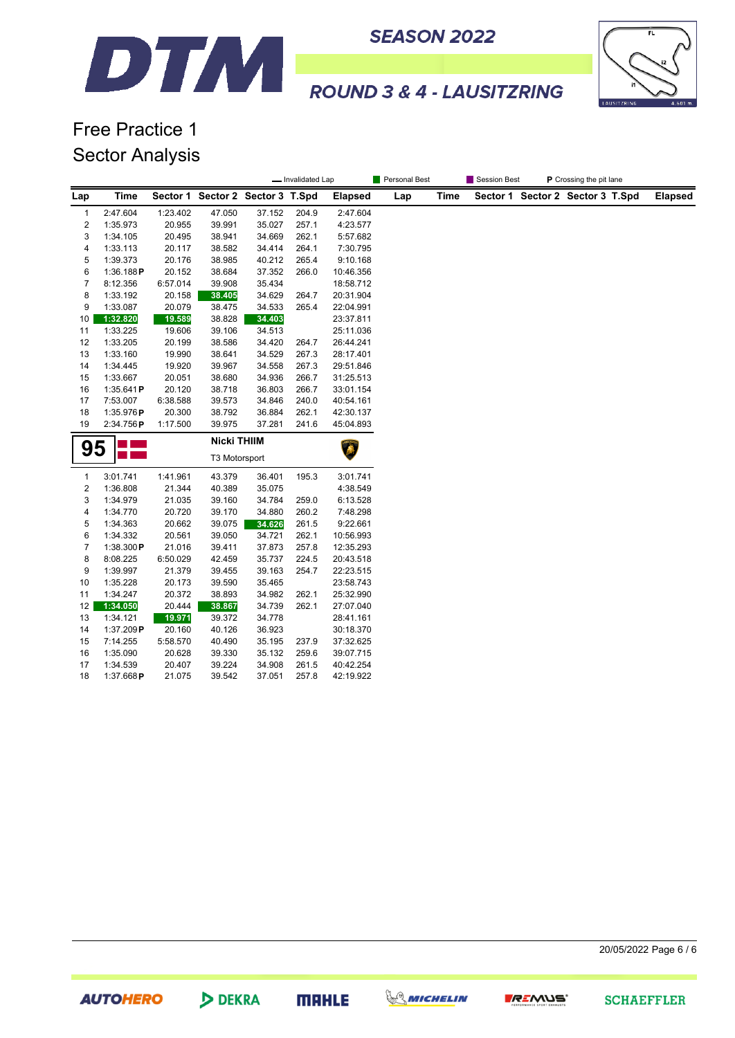SEASON 2022

ROUND 3 & 4 - LAUSITZRING

# Free Practice 1
## Sector Analysis

— Invalidated Lap | Personal Best | Session Best | P Crossing the pit lane

| Lap | Time | Sector 1 | Sector 2 | Sector 3 | T.Spd | Elapsed |
|---|---|---|---|---|---|---|
| 1 | 2:47.604 | 1:23.402 | 47.050 | 37.152 | 204.9 | 2:47.604 |
| 2 | 1:35.973 | 20.955 | 39.991 | 35.027 | 257.1 | 4:23.577 |
| 3 | 1:34.105 | 20.495 | 38.941 | 34.669 | 262.1 | 5:57.682 |
| 4 | 1:33.113 | 20.117 | 38.582 | 34.414 | 264.1 | 7:30.795 |
| 5 | 1:39.373 | 20.176 | 38.985 | 40.212 | 265.4 | 9:10.168 |
| 6 | 1:36.188 P | 20.152 | 38.684 | 37.352 | 266.0 | 10:46.356 |
| 7 | 8:12.356 | 6:57.014 | 39.908 | 35.434 | | 18:58.712 |
| 8 | 1:33.192 | 20.158 | 38.405 | 34.629 | 264.7 | 20:31.904 |
| 9 | 1:33.087 | 20.079 | 38.475 | 34.533 | 265.4 | 22:04.991 |
| 10 | 1:32.820 | 19.589 | 38.828 | 34.403 | | 23:37.811 |
| 11 | 1:33.225 | 19.606 | 39.106 | 34.513 | | 25:11.036 |
| 12 | 1:33.205 | 20.199 | 38.586 | 34.420 | 264.7 | 26:44.241 |
| 13 | 1:33.160 | 19.990 | 38.641 | 34.529 | 267.3 | 28:17.401 |
| 14 | 1:34.445 | 19.920 | 39.967 | 34.558 | 267.3 | 29:51.846 |
| 15 | 1:33.667 | 20.051 | 38.680 | 34.936 | 266.7 | 31:25.513 |
| 16 | 1:35.641 P | 20.120 | 38.718 | 36.803 | 266.7 | 33:01.154 |
| 17 | 7:53.007 | 6:38.588 | 39.573 | 34.846 | 240.0 | 40:54.161 |
| 18 | 1:35.976 P | 20.300 | 38.792 | 36.884 | 262.1 | 42:30.137 |
| 19 | 2:34.756 P | 1:17.500 | 39.975 | 37.281 | 241.6 | 45:04.893 |

**95** — **Nicki THIIM** — T3 Motorsport

| Lap | Time | Sector 1 | Sector 2 | Sector 3 | T.Spd | Elapsed |
|---|---|---|---|---|---|---|
| 1 | 3:01.741 | 1:41.961 | 43.379 | 36.401 | 195.3 | 3:01.741 |
| 2 | 1:36.808 | 21.344 | 40.389 | 35.075 | | 4:38.549 |
| 3 | 1:34.979 | 21.035 | 39.160 | 34.784 | 259.0 | 6:13.528 |
| 4 | 1:34.770 | 20.720 | 39.170 | 34.880 | 260.2 | 7:48.298 |
| 5 | 1:34.363 | 20.662 | 39.075 | 34.626 | 261.5 | 9:22.661 |
| 6 | 1:34.332 | 20.561 | 39.050 | 34.721 | 262.1 | 10:56.993 |
| 7 | 1:38.300 P | 21.016 | 39.411 | 37.873 | 257.8 | 12:35.293 |
| 8 | 8:08.225 | 6:50.029 | 42.459 | 35.737 | 224.5 | 20:43.518 |
| 9 | 1:39.997 | 21.379 | 39.455 | 39.163 | 254.7 | 22:23.515 |
| 10 | 1:35.228 | 20.173 | 39.590 | 35.465 | | 23:58.743 |
| 11 | 1:34.247 | 20.372 | 38.893 | 34.982 | 262.1 | 25:32.990 |
| 12 | 1:34.050 | 20.444 | 38.867 | 34.739 | 262.1 | 27:07.040 |
| 13 | 1:34.121 | 19.971 | 39.372 | 34.778 | | 28:41.161 |
| 14 | 1:37.209 P | 20.160 | 40.126 | 36.923 | | 30:18.370 |
| 15 | 7:14.255 | 5:58.570 | 40.490 | 35.195 | 237.9 | 37:32.625 |
| 16 | 1:35.090 | 20.628 | 39.330 | 35.132 | 259.6 | 39:07.715 |
| 17 | 1:34.539 | 20.407 | 39.224 | 34.908 | 261.5 | 40:42.254 |
| 18 | 1:37.668 P | 21.075 | 39.542 | 37.051 | 257.8 | 42:19.922 |

20/05/2022